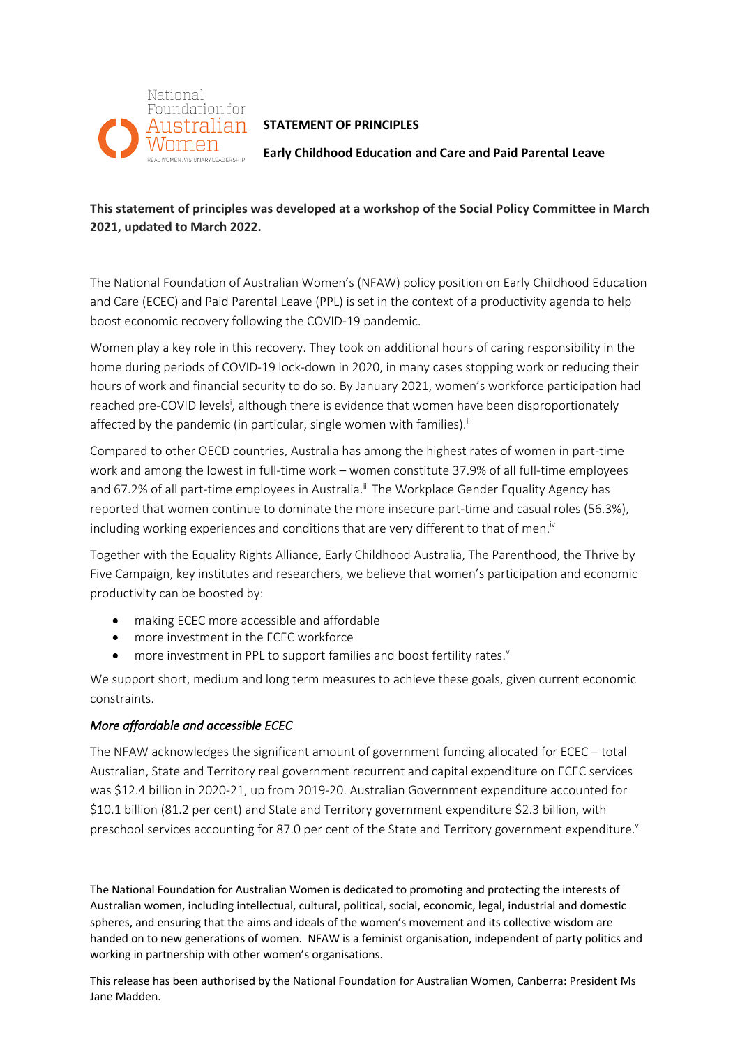National Foundation for Australian Women

REAL WOMEN. VISIONARY LEADERSHIP

**STATEMENT OF PRINCIPLES**

**Early Childhood Education and Care and Paid Parental Leave**

**This statement of principles was developed at a workshop of the Social Policy Committee in March 2021, updated to March 2022.**

The National Foundation of Australian Women's (NFAW) policy position on Early Childhood Education and Care (ECEC) and Paid Parental Leave (PPL) is set in the context of a productivity agenda to help boost economic recovery following the COVID-19 pandemic.

Women play a key role in this recovery. They took on additional hours of caring responsibility in the home during periods of COVID-19 lock-down in 2020, in many cases stopping work or reducing their hours of work and financial security to do so. By January 2021, women's workforce participation had reached pre-COVID levels[i], although there is evidence that women have been disproportionately affected by the pandemic (in particular, single women with families).[ii]

Compared to other OECD countries, Australia has among the highest rates of women in part-time work and among the lowest in full-time work – women constitute 37.9% of all full-time employees and 67.2% of all part-time employees in Australia.[iii] The Workplace Gender Equality Agency has reported that women continue to dominate the more insecure part-time and casual roles (56.3%), including working experiences and conditions that are very different to that of men.[iv]

Together with the Equality Rights Alliance, Early Childhood Australia, The Parenthood, the Thrive by Five Campaign, key institutes and researchers, we believe that women's participation and economic productivity can be boosted by:

- making ECEC more accessible and affordable
- more investment in the ECEC workforce
- more investment in PPL to support families and boost fertility rates.[v]

We support short, medium and long term measures to achieve these goals, given current economic constraints.

## *More affordable and accessible ECEC*

The NFAW acknowledges the significant amount of government funding allocated for ECEC – total Australian, State and Territory real government recurrent and capital expenditure on ECEC services was $12.4 billion in 2020-21, up from 2019-20. Australian Government expenditure accounted for $10.1 billion (81.2 per cent) and State and Territory government expenditure $2.3 billion, with preschool services accounting for 87.0 per cent of the State and Territory government expenditure.[vi]

The National Foundation for Australian Women is dedicated to promoting and protecting the interests of Australian women, including intellectual, cultural, political, social, economic, legal, industrial and domestic spheres, and ensuring that the aims and ideals of the women's movement and its collective wisdom are handed on to new generations of women. NFAW is a feminist organisation, independent of party politics and working in partnership with other women's organisations.

This release has been authorised by the National Foundation for Australian Women, Canberra: President Ms Jane Madden.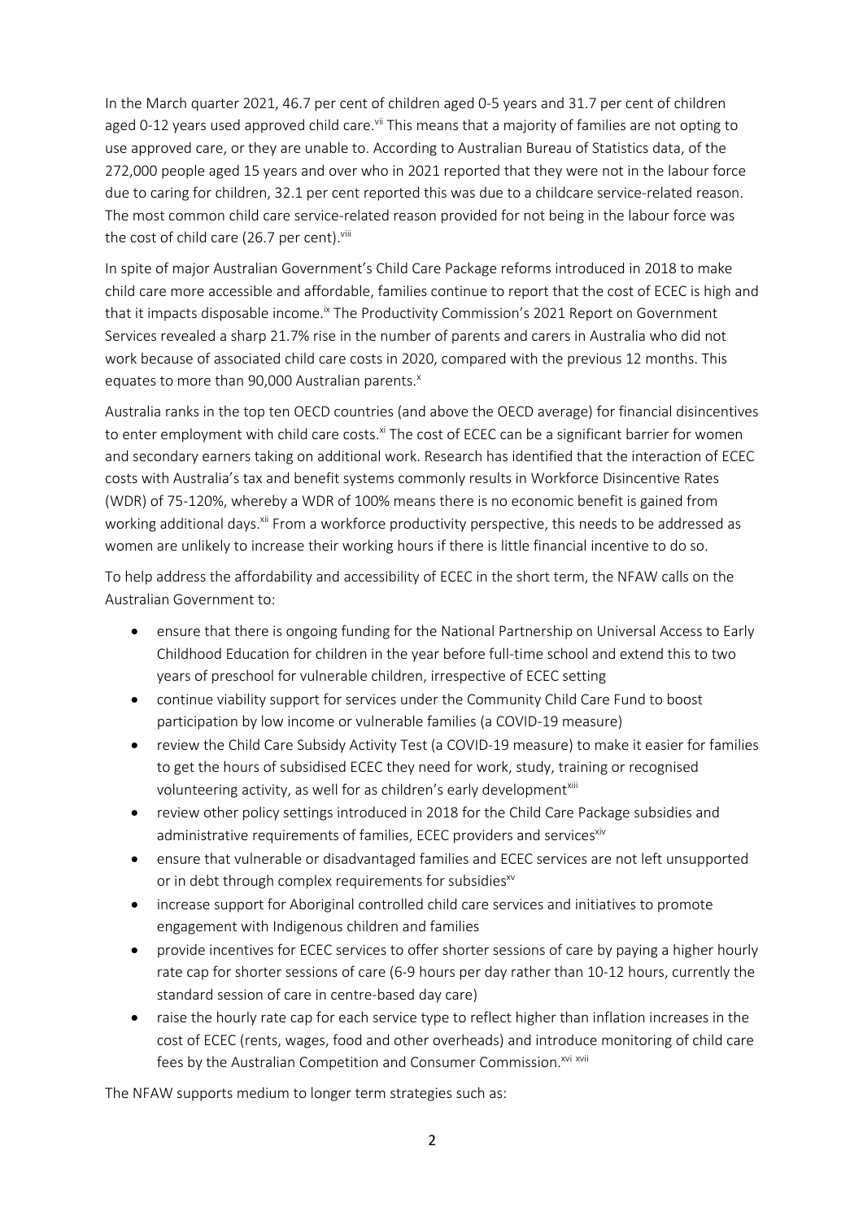In the March quarter 2021, 46.7 per cent of children aged 0-5 years and 31.7 per cent of children aged 0-12 years used approved child care.[vii] This means that a majority of families are not opting to use approved care, or they are unable to. According to Australian Bureau of Statistics data, of the 272,000 people aged 15 years and over who in 2021 reported that they were not in the labour force due to caring for children, 32.1 per cent reported this was due to a childcare service-related reason. The most common child care service-related reason provided for not being in the labour force was the cost of child care (26.7 per cent).[viii]

In spite of major Australian Government's Child Care Package reforms introduced in 2018 to make child care more accessible and affordable, families continue to report that the cost of ECEC is high and that it impacts disposable income.[ix] The Productivity Commission's 2021 Report on Government Services revealed a sharp 21.7% rise in the number of parents and carers in Australia who did not work because of associated child care costs in 2020, compared with the previous 12 months. This equates to more than 90,000 Australian parents.[x]

Australia ranks in the top ten OECD countries (and above the OECD average) for financial disincentives to enter employment with child care costs.[xi] The cost of ECEC can be a significant barrier for women and secondary earners taking on additional work. Research has identified that the interaction of ECEC costs with Australia's tax and benefit systems commonly results in Workforce Disincentive Rates (WDR) of 75-120%, whereby a WDR of 100% means there is no economic benefit is gained from working additional days.[xii] From a workforce productivity perspective, this needs to be addressed as women are unlikely to increase their working hours if there is little financial incentive to do so.

To help address the affordability and accessibility of ECEC in the short term, the NFAW calls on the Australian Government to:

- ensure that there is ongoing funding for the National Partnership on Universal Access to Early Childhood Education for children in the year before full-time school and extend this to two years of preschool for vulnerable children, irrespective of ECEC setting
- continue viability support for services under the Community Child Care Fund to boost participation by low income or vulnerable families (a COVID-19 measure)
- review the Child Care Subsidy Activity Test (a COVID-19 measure) to make it easier for families to get the hours of subsidised ECEC they need for work, study, training or recognised volunteering activity, as well for as children's early development[xiii]
- review other policy settings introduced in 2018 for the Child Care Package subsidies and administrative requirements of families, ECEC providers and services[xiv]
- ensure that vulnerable or disadvantaged families and ECEC services are not left unsupported or in debt through complex requirements for subsidies[xv]
- increase support for Aboriginal controlled child care services and initiatives to promote engagement with Indigenous children and families
- provide incentives for ECEC services to offer shorter sessions of care by paying a higher hourly rate cap for shorter sessions of care (6-9 hours per day rather than 10-12 hours, currently the standard session of care in centre-based day care)
- raise the hourly rate cap for each service type to reflect higher than inflation increases in the cost of ECEC (rents, wages, food and other overheads) and introduce monitoring of child care fees by the Australian Competition and Consumer Commission.[xvi] [xvii]

The NFAW supports medium to longer term strategies such as: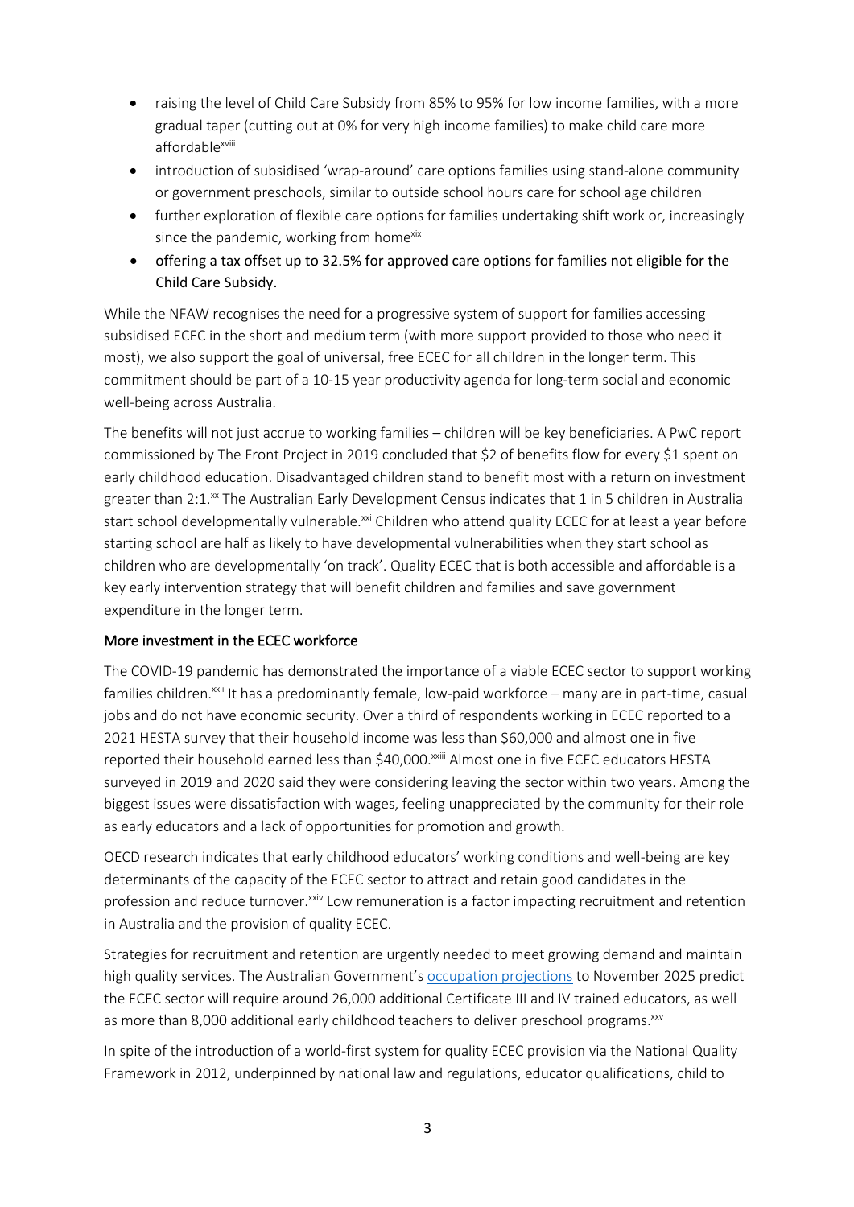- raising the level of Child Care Subsidy from 85% to 95% for low income families, with a more gradual taper (cutting out at 0% for very high income families) to make child care more affordable[xviii]
- introduction of subsidised 'wrap-around' care options families using stand-alone community or government preschools, similar to outside school hours care for school age children
- further exploration of flexible care options for families undertaking shift work or, increasingly since the pandemic, working from home[xix]
- offering a tax offset up to 32.5% for approved care options for families not eligible for the Child Care Subsidy.

While the NFAW recognises the need for a progressive system of support for families accessing subsidised ECEC in the short and medium term (with more support provided to those who need it most), we also support the goal of universal, free ECEC for all children in the longer term. This commitment should be part of a 10-15 year productivity agenda for long-term social and economic well-being across Australia.

The benefits will not just accrue to working families – children will be key beneficiaries. A PwC report commissioned by The Front Project in 2019 concluded that $2 of benefits flow for every $1 spent on early childhood education. Disadvantaged children stand to benefit most with a return on investment greater than 2:1.[xx] The Australian Early Development Census indicates that 1 in 5 children in Australia start school developmentally vulnerable.[xxi] Children who attend quality ECEC for at least a year before starting school are half as likely to have developmental vulnerabilities when they start school as children who are developmentally 'on track'. Quality ECEC that is both accessible and affordable is a key early intervention strategy that will benefit children and families and save government expenditure in the longer term.

## More investment in the ECEC workforce

The COVID-19 pandemic has demonstrated the importance of a viable ECEC sector to support working families children.[xxii] It has a predominantly female, low-paid workforce – many are in part-time, casual jobs and do not have economic security. Over a third of respondents working in ECEC reported to a 2021 HESTA survey that their household income was less than $60,000 and almost one in five reported their household earned less than $40,000.[xxiii] Almost one in five ECEC educators HESTA surveyed in 2019 and 2020 said they were considering leaving the sector within two years. Among the biggest issues were dissatisfaction with wages, feeling unappreciated by the community for their role as early educators and a lack of opportunities for promotion and growth.

OECD research indicates that early childhood educators' working conditions and well-being are key determinants of the capacity of the ECEC sector to attract and retain good candidates in the profession and reduce turnover.[xxiv] Low remuneration is a factor impacting recruitment and retention in Australia and the provision of quality ECEC.

Strategies for recruitment and retention are urgently needed to meet growing demand and maintain high quality services. The Australian Government's occupation projections to November 2025 predict the ECEC sector will require around 26,000 additional Certificate III and IV trained educators, as well as more than 8,000 additional early childhood teachers to deliver preschool programs.[xxv]

In spite of the introduction of a world-first system for quality ECEC provision via the National Quality Framework in 2012, underpinned by national law and regulations, educator qualifications, child to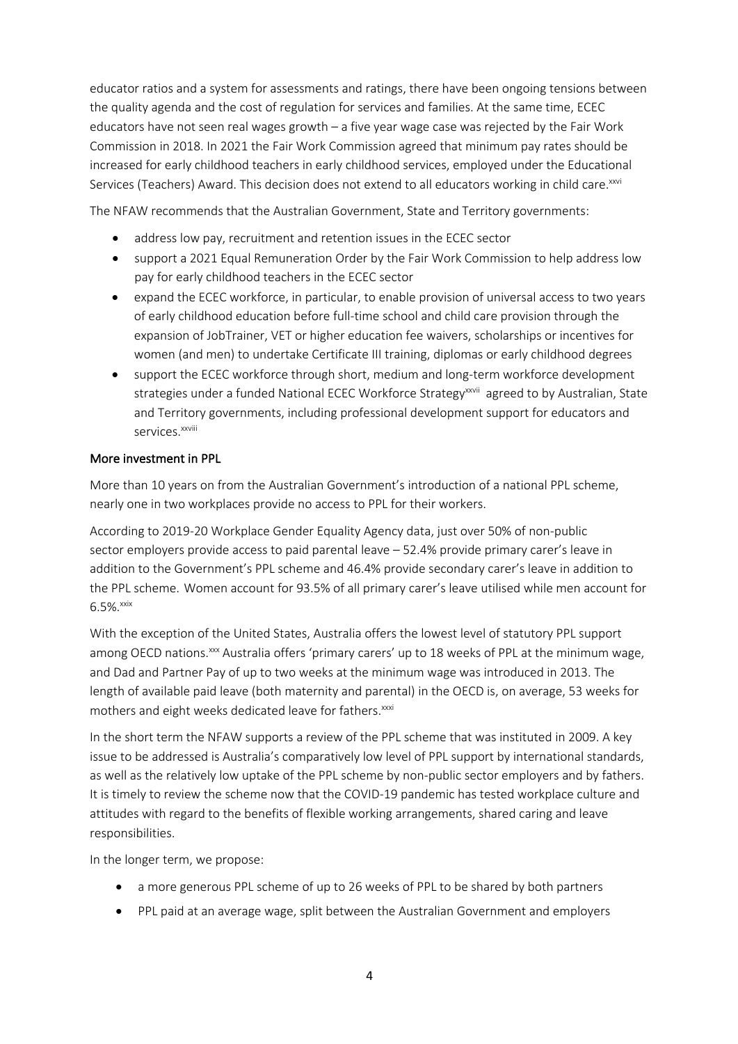educator ratios and a system for assessments and ratings, there have been ongoing tensions between the quality agenda and the cost of regulation for services and families. At the same time, ECEC educators have not seen real wages growth – a five year wage case was rejected by the Fair Work Commission in 2018. In 2021 the Fair Work Commission agreed that minimum pay rates should be increased for early childhood teachers in early childhood services, employed under the Educational Services (Teachers) Award. This decision does not extend to all educators working in child care.[xxvi]

The NFAW recommends that the Australian Government, State and Territory governments:

- address low pay, recruitment and retention issues in the ECEC sector
- support a 2021 Equal Remuneration Order by the Fair Work Commission to help address low pay for early childhood teachers in the ECEC sector
- expand the ECEC workforce, in particular, to enable provision of universal access to two years of early childhood education before full-time school and child care provision through the expansion of JobTrainer, VET or higher education fee waivers, scholarships or incentives for women (and men) to undertake Certificate III training, diplomas or early childhood degrees
- support the ECEC workforce through short, medium and long-term workforce development strategies under a funded National ECEC Workforce Strategy[xxvii] agreed to by Australian, State and Territory governments, including professional development support for educators and services.[xxviii]

## More investment in PPL

More than 10 years on from the Australian Government's introduction of a national PPL scheme, nearly one in two workplaces provide no access to PPL for their workers.

According to 2019-20 Workplace Gender Equality Agency data, just over 50% of non-public sector employers provide access to paid parental leave – 52.4% provide primary carer's leave in addition to the Government's PPL scheme and 46.4% provide secondary carer's leave in addition to the PPL scheme. Women account for 93.5% of all primary carer's leave utilised while men account for 6.5%.[xxix]

With the exception of the United States, Australia offers the lowest level of statutory PPL support among OECD nations.[xxx] Australia offers 'primary carers' up to 18 weeks of PPL at the minimum wage, and Dad and Partner Pay of up to two weeks at the minimum wage was introduced in 2013. The length of available paid leave (both maternity and parental) in the OECD is, on average, 53 weeks for mothers and eight weeks dedicated leave for fathers.[xxxi]

In the short term the NFAW supports a review of the PPL scheme that was instituted in 2009. A key issue to be addressed is Australia's comparatively low level of PPL support by international standards, as well as the relatively low uptake of the PPL scheme by non-public sector employers and by fathers. It is timely to review the scheme now that the COVID-19 pandemic has tested workplace culture and attitudes with regard to the benefits of flexible working arrangements, shared caring and leave responsibilities.

In the longer term, we propose:

- a more generous PPL scheme of up to 26 weeks of PPL to be shared by both partners
- PPL paid at an average wage, split between the Australian Government and employers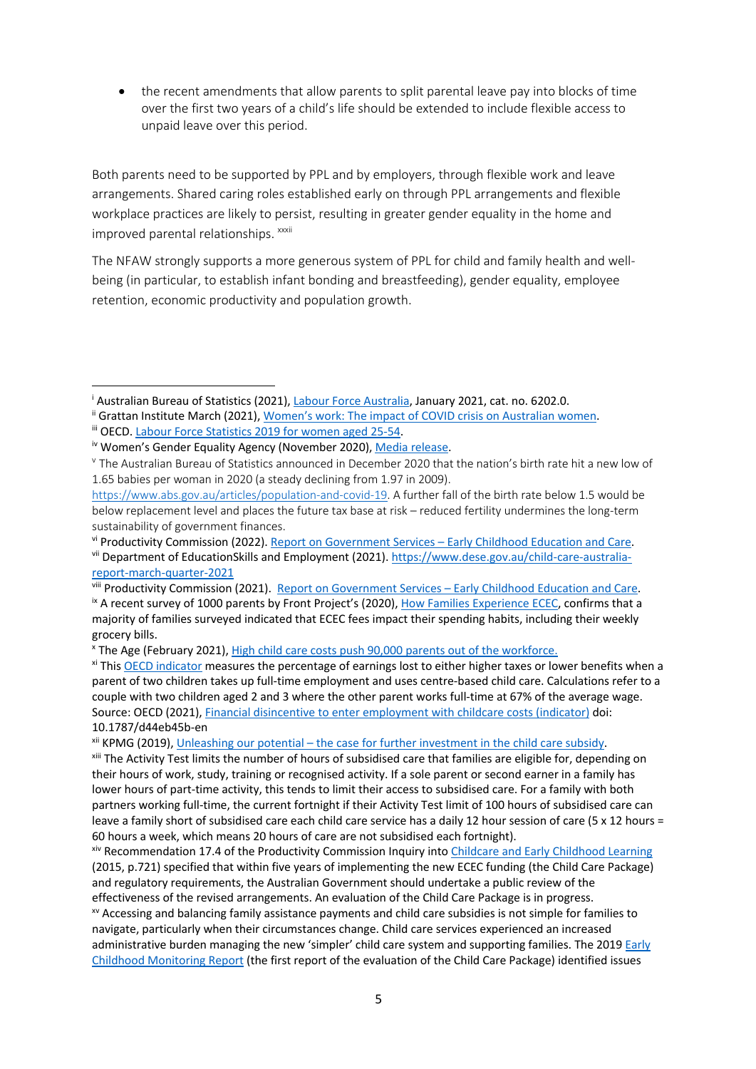- the recent amendments that allow parents to split parental leave pay into blocks of time over the first two years of a child's life should be extended to include flexible access to unpaid leave over this period.

Both parents need to be supported by PPL and by employers, through flexible work and leave arrangements. Shared caring roles established early on through PPL arrangements and flexible workplace practices are likely to persist, resulting in greater gender equality in the home and improved parental relationships. [xxxii]

The NFAW strongly supports a more generous system of PPL for child and family health and well-being (in particular, to establish infant bonding and breastfeeding), gender equality, employee retention, economic productivity and population growth.

---

[i] Australian Bureau of Statistics (2021), Labour Force Australia, January 2021, cat. no. 6202.0.

[ii] Grattan Institute March (2021), Women's work: The impact of COVID crisis on Australian women.

[iii] OECD. Labour Force Statistics 2019 for women aged 25-54.

[iv] Women's Gender Equality Agency (November 2020), Media release.

[v] The Australian Bureau of Statistics announced in December 2020 that the nation's birth rate hit a new low of 1.65 babies per woman in 2020 (a steady declining from 1.97 in 2009). https://www.abs.gov.au/articles/population-and-covid-19. A further fall of the birth rate below 1.5 would be below replacement level and places the future tax base at risk – reduced fertility undermines the long-term sustainability of government finances.

[vi] Productivity Commission (2022). Report on Government Services – Early Childhood Education and Care.

[vii] Department of EducationSkills and Employment (2021). https://www.dese.gov.au/child-care-australia-report-march-quarter-2021

[viii] Productivity Commission (2021). Report on Government Services – Early Childhood Education and Care.

[ix] A recent survey of 1000 parents by Front Project's (2020), How Families Experience ECEC, confirms that a majority of families surveyed indicated that ECEC fees impact their spending habits, including their weekly grocery bills.

[x] The Age (February 2021), High child care costs push 90,000 parents out of the workforce.

[xi] This OECD indicator measures the percentage of earnings lost to either higher taxes or lower benefits when a parent of two children takes up full-time employment and uses centre-based child care. Calculations refer to a couple with two children aged 2 and 3 where the other parent works full-time at 67% of the average wage. Source: OECD (2021), Financial disincentive to enter employment with childcare costs (indicator) doi: 10.1787/d44eb45b-en

[xii] KPMG (2019), Unleashing our potential – the case for further investment in the child care subsidy.

[xiii] The Activity Test limits the number of hours of subsidised care that families are eligible for, depending on their hours of work, study, training or recognised activity. If a sole parent or second earner in a family has lower hours of part-time activity, this tends to limit their access to subsidised care. For a family with both partners working full-time, the current fortnight if their Activity Test limit of 100 hours of subsidised care can leave a family short of subsidised care each child care service has a daily 12 hour session of care (5 x 12 hours = 60 hours a week, which means 20 hours of care are not subsidised each fortnight).

[xiv] Recommendation 17.4 of the Productivity Commission Inquiry into Childcare and Early Childhood Learning (2015, p.721) specified that within five years of implementing the new ECEC funding (the Child Care Package) and regulatory requirements, the Australian Government should undertake a public review of the effectiveness of the revised arrangements. An evaluation of the Child Care Package is in progress.

[xv] Accessing and balancing family assistance payments and child care subsidies is not simple for families to navigate, particularly when their circumstances change. Child care services experienced an increased administrative burden managing the new 'simpler' child care system and supporting families. The 2019 Early Childhood Monitoring Report (the first report of the evaluation of the Child Care Package) identified issues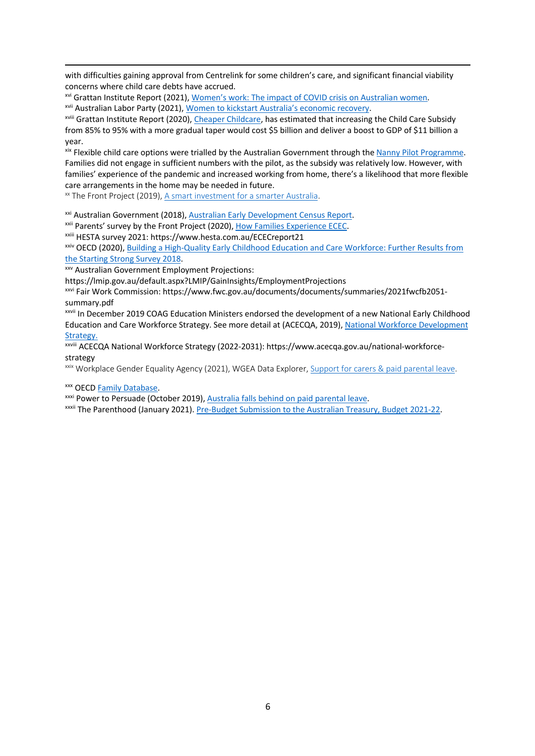with difficulties gaining approval from Centrelink for some children's care, and significant financial viability concerns where child care debts have accrued.

[xvi] Grattan Institute Report (2021), Women's work: The impact of COVID crisis on Australian women.

[xvii] Australian Labor Party (2021), Women to kickstart Australia's economic recovery.

[xviii] Grattan Institute Report (2020), Cheaper Childcare, has estimated that increasing the Child Care Subsidy from 85% to 95% with a more gradual taper would cost $5 billion and deliver a boost to GDP of $11 billion a year.

[xix] Flexible child care options were trialled by the Australian Government through the Nanny Pilot Programme. Families did not engage in sufficient numbers with the pilot, as the subsidy was relatively low. However, with families' experience of the pandemic and increased working from home, there's a likelihood that more flexible care arrangements in the home may be needed in future.

[xx] The Front Project (2019), A smart investment for a smarter Australia.

[xxi] Australian Government (2018), Australian Early Development Census Report.

[xxii] Parents' survey by the Front Project (2020), How Families Experience ECEC.

[xxiii] HESTA survey 2021: https://www.hesta.com.au/ECECreport21

[xxiv] OECD (2020), Building a High-Quality Early Childhood Education and Care Workforce: Further Results from the Starting Strong Survey 2018.

[xxv] Australian Government Employment Projections: https://lmip.gov.au/default.aspx?LMIP/GainInsights/EmploymentProjections

[xxvi] Fair Work Commission: https://www.fwc.gov.au/documents/documents/summaries/2021fwcfb2051-summary.pdf

[xxvii] In December 2019 COAG Education Ministers endorsed the development of a new National Early Childhood Education and Care Workforce Strategy. See more detail at (ACECQA, 2019), National Workforce Development Strategy.

[xxviii] ACECQA National Workforce Strategy (2022-2031): https://www.acecqa.gov.au/national-workforce-strategy

[xxix] Workplace Gender Equality Agency (2021), WGEA Data Explorer, Support for carers & paid parental leave.

[xxx] OECD Family Database.

[xxxi] Power to Persuade (October 2019), Australia falls behind on paid parental leave.

[xxxii] The Parenthood (January 2021). Pre-Budget Submission to the Australian Treasury, Budget 2021-22.